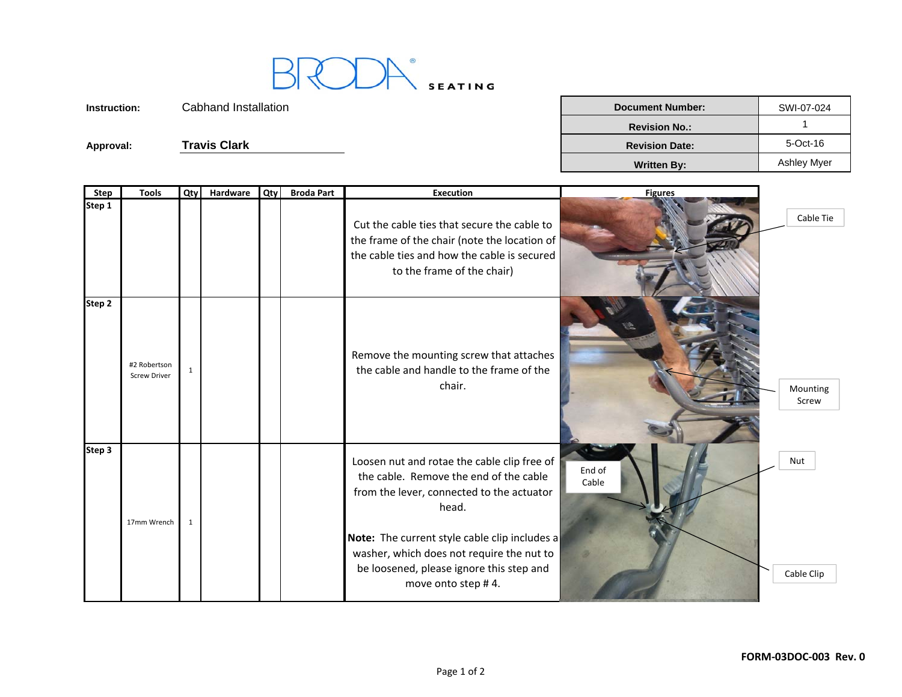BRODA® SEATING

**Instruction:** Cabhand Installation

**Approval:** Travis Clark

| Document Number: | SWI-07-024 |
|---|---|
| Revision No.: | 1 |
| Revision Date: | 5-Oct-16 |
| Written By: | Ashley Myer |

| Step | Tools | Qty | Hardware | Qty | Broda Part | Execution | Figures |
|---|---|---|---|---|---|---|---|
| Step 1 | | | | | | Cut the cable ties that secure the cable to the frame of the chair (note the location of the cable ties and how the cable is secured to the frame of the chair) | Cable Tie |
| Step 2 | #2 Robertson Screw Driver | 1 | | | | Remove the mounting screw that attaches the cable and handle to the frame of the chair. | Mounting Screw |
| Step 3 | 17mm Wrench | 1 | | | | Loosen nut and rotae the cable clip free of the cable. Remove the end of the cable from the lever, connected to the actuator head.<br><br>**Note:** The current style cable clip includes a washer, which does not require the nut to be loosened, please ignore this step and move onto step # 4. | End of Cable; Nut; Cable Clip |

**FORM-03DOC-003 Rev. 0**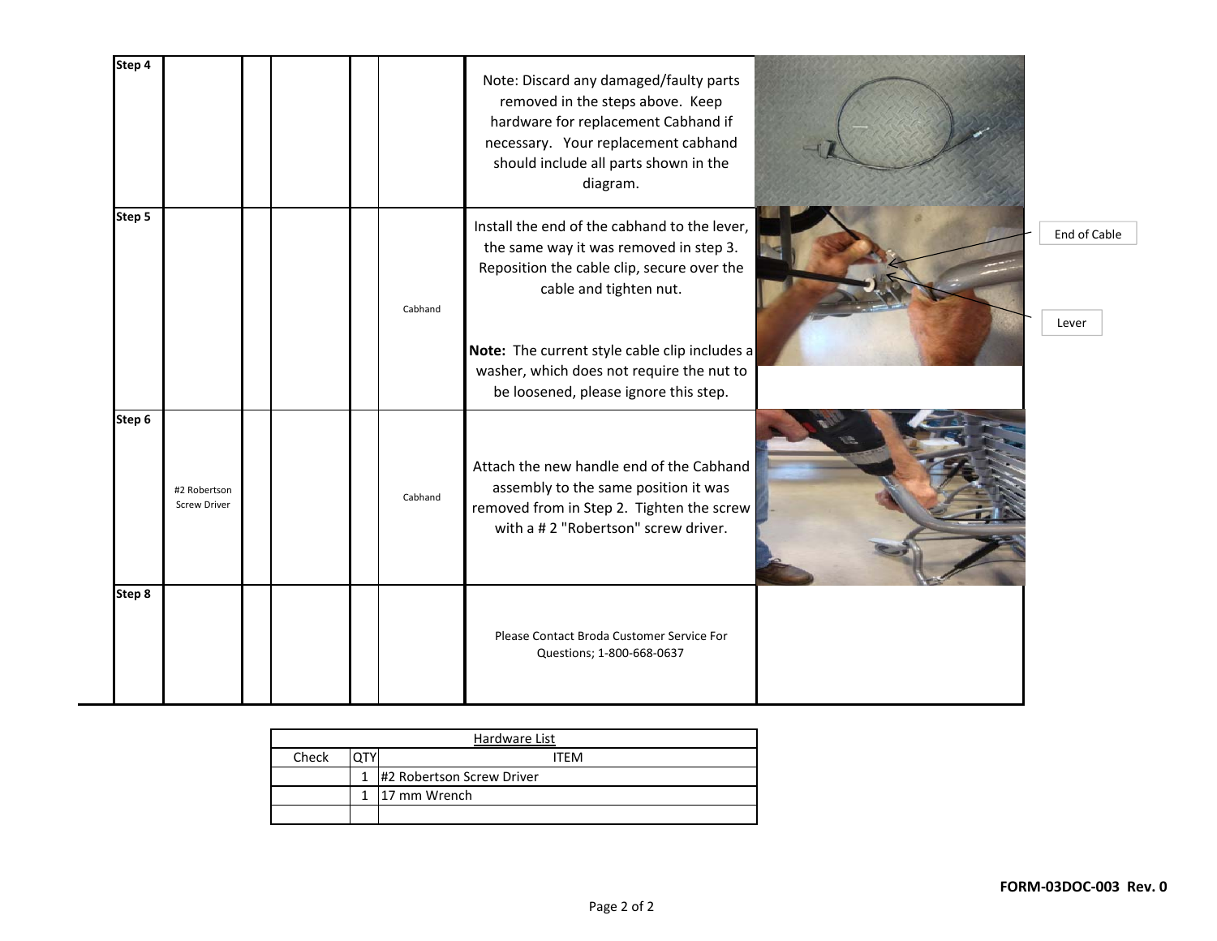| | | | | | | | |
|---|---|---|---|---|---|---|---|
| Step 4 | | | | | | Note: Discard any damaged/faulty parts removed in the steps above. Keep hardware for replacement Cabhand if necessary. Your replacement cabhand should include all parts shown in the diagram. | |
| Step 5 | | | | | Cabhand | Install the end of the cabhand to the lever, the same way it was removed in step 3. Reposition the cable clip, secure over the cable and tighten nut.<br><br>**Note:** The current style cable clip includes a washer, which does not require the nut to be loosened, please ignore this step. | |
| Step 6 | #2 Robertson Screw Driver | | | | Cabhand | Attach the new handle end of the Cabhand assembly to the same position it was removed from in Step 2. Tighten the screw with a # 2 "Robertson" screw driver. | |
| Step 8 | | | | | | Please Contact Broda Customer Service For Questions; 1-800-668-0637 | |

End of Cable

Lever

**Hardware List**

| Check | QTY | ITEM |
|---|---|---|
| | 1 | #2 Robertson Screw Driver |
| | 1 | 17 mm Wrench |
| | | |

**FORM-03DOC-003 Rev. 0**